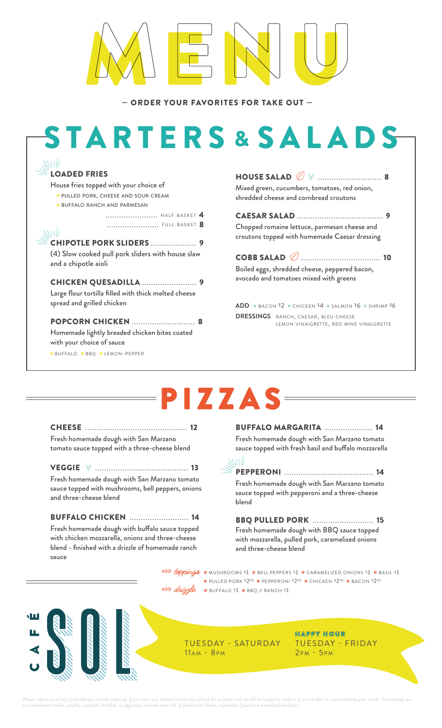# MENU

— ORDER YOUR FAVORITES FOR TAKE OUT —

## STARTERS & SALADS

### LOADED FRIES

House fries topped with your choice of

- PULLED PORK, CHEESE AND SOUR CREAM
- BUFFALO RANCH AND PARMESAN

HALF BASKET **4**
FULL BASKET **8**

### CHIPOTLE PORK SLIDERS .................... 9

(4) Slow cooked pull pork sliders with house slaw and a chipotle aioli

### CHICKEN QUESADILLA ........................ 9

Large flour tortilla filled with thick melted cheese spread and grilled chicken

### POPCORN CHICKEN ............................ 8

Homemade lightly breaded chicken bites coated with your choice of sauce

- BUFFALO - BBQ - LEMON-PEPPER

### HOUSE SALAD ............................ 8

Mixed green, cucumbers, tomatoes, red onion, shredded cheese and cornbread croutons

### CAESAR SALAD ...................................... 9

Chopped romaine lettuce, parmesan cheese and croutons topped with homemade Caesar dressing

### COBB SALAD ................................... 10

Boiled eggs, shredded cheese, peppered bacon, avocado and tomatoes mixed with greens

**ADD** - BACON $2 - CHICKEN $4 - SALMON $6 - SHRIMP $6

**DRESSINGS** RANCH, CAESAR, BLEU CHEESE, LEMON VINAIGRETTE, RED WINE VINAIGRETTE

## PIZZAS

### CHEESE ............................................. 12

Fresh homemade dough with San Marzano tomato sauce topped with a three-cheese blend

### VEGGIE ......................................... 13

Fresh homemade dough with San Marzano tomato sauce topped with mushrooms, bell peppers, onions and three-cheese blend

### BUFFALO CHICKEN .......................... 14

Fresh homemade dough with buffalo sauce topped with chicken mozzarella, onions and three-cheese blend - finished with a drizzle of homemade ranch sauce

### BUFFALO MARGARITA ..................... 14

Fresh homemade dough with San Marzano tomato sauce topped with fresh basil and buffalo mozzarella

### PEPPERONI ....................................... 14

Fresh homemade dough with San Marzano tomato sauce topped with pepperoni and a three-cheese blend

### BBQ PULLED PORK ........................... 15

Fresh homemade dough with BBQ sauce topped with mozzarella, pulled pork, caramelized onions and three-cheese blend

ADD *toppings* - MUSHROOMS $1 - BELL PEPPERS $1 - CARAMELIZED ONIONS $1 - BASIL $1 - PULLED PORK $2.50 - PEPPERONI $2.50 - CHICKEN $2.50 - BACON $2.50

ADD *drizzle* - BUFFALO $1 - BBQ & RANCH $1

CAFÉ SOL

TUESDAY - SATURDAY
11AM - 8PM

**HAPPY HOUR**
TUESDAY - FRIDAY
2PM - 5PM

*Please inform us of any food allergies before ordering. If you have any dietary restrictions please let us know and we will be happy to confirm if we are able to accommodate your needs. Consuming raw or undercooked meats, poultry, seafood, shellfish, or eggs may increase your risk of food borne illness, especially if you have a medical condition.*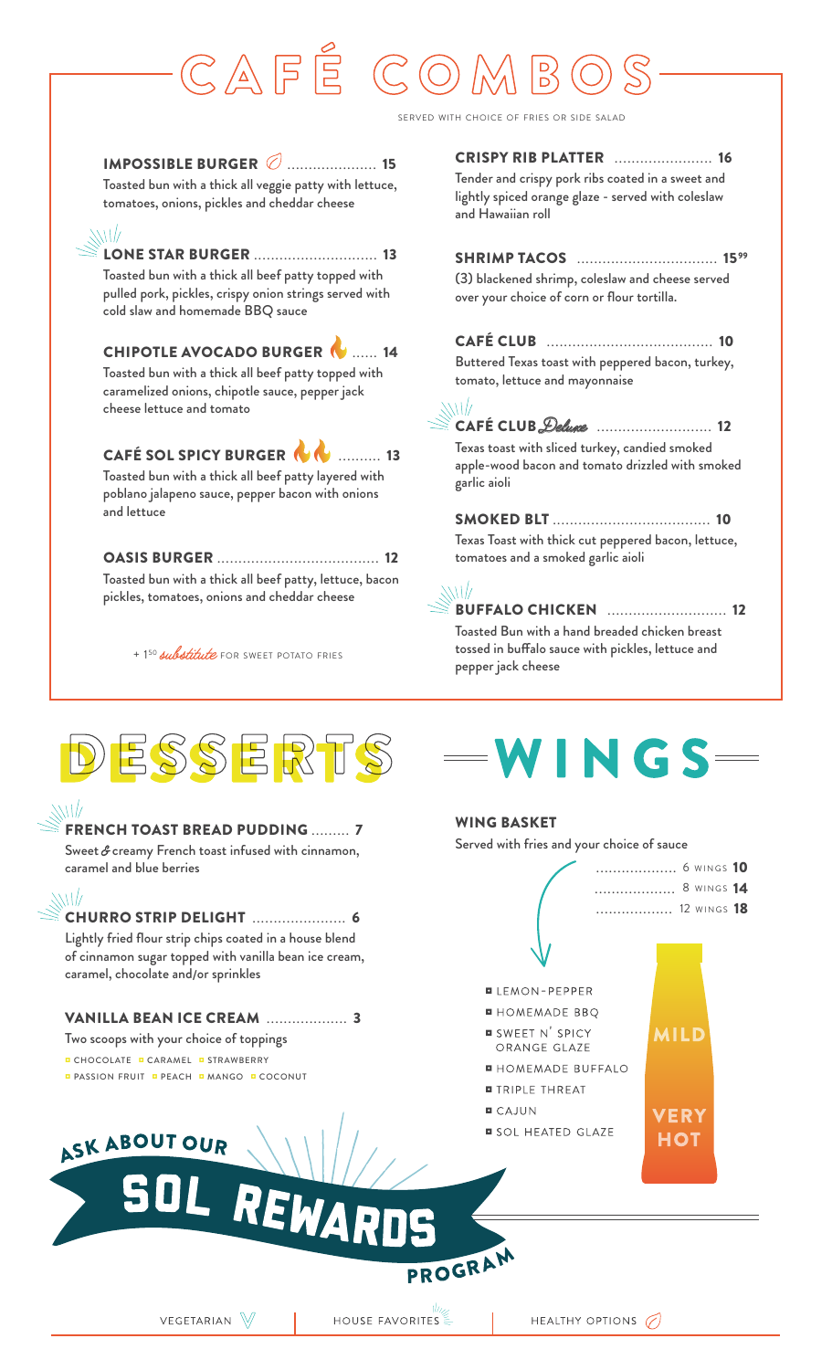# CAFÉ COMBOS

SERVED WITH CHOICE OF FRIES OR SIDE SALAD

**IMPOSSIBLE BURGER** ..................... **15**
Toasted bun with a thick all veggie patty with lettuce, tomatoes, onions, pickles and cheddar cheese

**LONE STAR BURGER** ............................ **13**
Toasted bun with a thick all beef patty topped with pulled pork, pickles, crispy onion strings served with cold slaw and homemade BBQ sauce

**CHIPOTLE AVOCADO BURGER** ...... **14**
Toasted bun with a thick all beef patty topped with caramelized onions, chipotle sauce, pepper jack cheese lettuce and tomato

**CAFÉ SOL SPICY BURGER** .......... **13**
Toasted bun with a thick all beef patty layered with poblano jalapeno sauce, pepper bacon with onions and lettuce

**OASIS BURGER** ...................................... **12**
Toasted bun with a thick all beef patty, lettuce, bacon pickles, tomatoes, onions and cheddar cheese

+ 1[50] *substitute* FOR SWEET POTATO FRIES

**CRISPY RIB PLATTER** ....................... **16**
Tender and crispy pork ribs coated in a sweet and lightly spiced orange glaze - served with coleslaw and Hawaiian roll

**SHRIMP TACOS** ................................. **15[99]**
(3) blackened shrimp, coleslaw and cheese served over your choice of corn or flour tortilla.

**CAFÉ CLUB** ....................................... **10**
Buttered Texas toast with peppered bacon, turkey, tomato, lettuce and mayonnaise

**CAFÉ CLUB *Deluxe*** ........................... **12**
Texas toast with sliced turkey, candied smoked apple-wood bacon and tomato drizzled with smoked garlic aioli

**SMOKED BLT** ..................................... **10**
Texas Toast with thick cut peppered bacon, lettuce, tomatoes and a smoked garlic aioli

**BUFFALO CHICKEN** ............................ **12**
Toasted Bun with a hand breaded chicken breast tossed in buffalo sauce with pickles, lettuce and pepper jack cheese

# DESSERTS

**FRENCH TOAST BREAD PUDDING** ......... **7**
Sweet & creamy French toast infused with cinnamon, caramel and blue berries

**CHURRO STRIP DELIGHT** ...................... **6**
Lightly fried flour strip chips coated in a house blend of cinnamon sugar topped with vanilla bean ice cream, caramel, chocolate and/or sprinkles

**VANILLA BEAN ICE CREAM** ................... **3**
Two scoops with your choice of toppings

- CHOCOLATE
- CARAMEL
- STRAWBERRY
- PASSION FRUIT
- PEACH
- MANGO
- COCONUT

# WINGS

**WING BASKET**
Served with fries and your choice of sauce

................... 6 WINGS **10**
................... 8 WINGS **14**
.................. 12 WINGS **18**

- LEMON-PEPPER
- HOMEMADE BBQ
- SWEET N' SPICY ORANGE GLAZE
- HOMEMADE BUFFALO
- TRIPLE THREAT
- CAJUN
- SOL HEATED GLAZE

MILD

VERY HOT

ASK ABOUT OUR **SOL REWARDS** PROGRAM

VEGETARIAN | HOUSE FAVORITES | HEALTHY OPTIONS